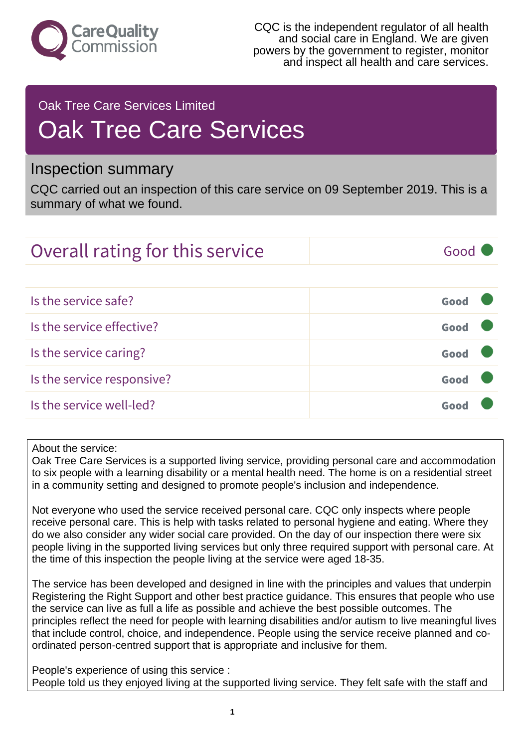CQC is the independent regulator of all health and social care in England. We are given powers by the government to register, monitor and inspect all health and care services.

Oak Tree Care Services Limited

# Oak Tree Care Services

## Inspection summary

CQC carried out an inspection of this care service on 09 September 2019. This is a summary of what we found.

| | |
|---|---|
| **Overall rating for this service** | Good |
| Is the service safe? | Good |
| Is the service effective? | Good |
| Is the service caring? | Good |
| Is the service responsive? | Good |
| Is the service well-led? | Good |

About the service:
Oak Tree Care Services is a supported living service, providing personal care and accommodation to six people with a learning disability or a mental health need. The home is on a residential street in a community setting and designed to promote people's inclusion and independence.

Not everyone who used the service received personal care. CQC only inspects where people receive personal care. This is help with tasks related to personal hygiene and eating. Where they do we also consider any wider social care provided. On the day of our inspection there were six people living in the supported living services but only three required support with personal care. At the time of this inspection the people living at the service were aged 18-35.

The service has been developed and designed in line with the principles and values that underpin Registering the Right Support and other best practice guidance. This ensures that people who use the service can live as full a life as possible and achieve the best possible outcomes. The principles reflect the need for people with learning disabilities and/or autism to live meaningful lives that include control, choice, and independence. People using the service receive planned and co-ordinated person-centred support that is appropriate and inclusive for them.

People's experience of using this service :
People told us they enjoyed living at the supported living service. They felt safe with the staff and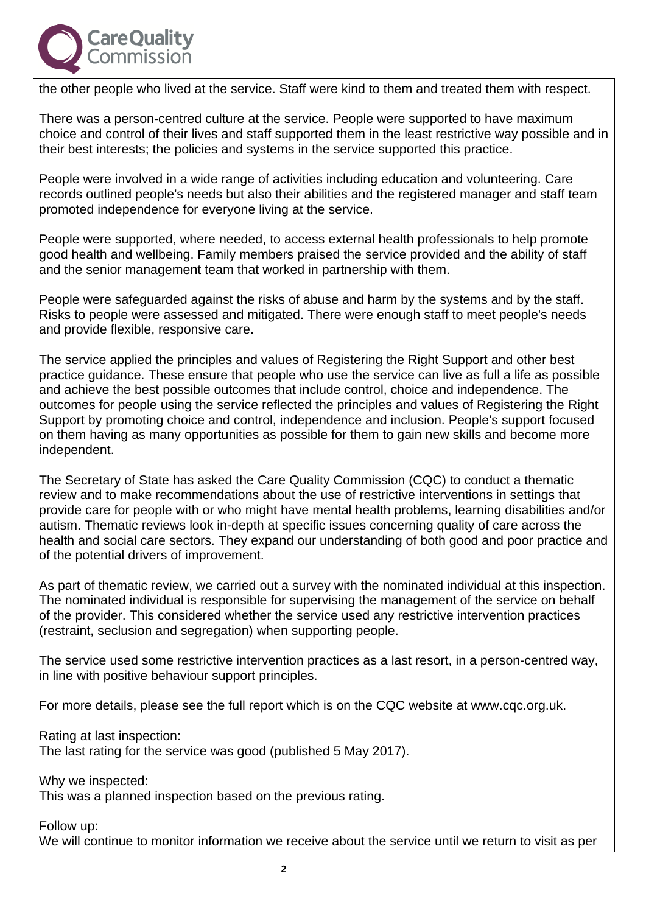the other people who lived at the service. Staff were kind to them and treated them with respect.

There was a person-centred culture at the service. People were supported to have maximum choice and control of their lives and staff supported them in the least restrictive way possible and in their best interests; the policies and systems in the service supported this practice.

People were involved in a wide range of activities including education and volunteering. Care records outlined people's needs but also their abilities and the registered manager and staff team promoted independence for everyone living at the service.

People were supported, where needed, to access external health professionals to help promote good health and wellbeing. Family members praised the service provided and the ability of staff and the senior management team that worked in partnership with them.

People were safeguarded against the risks of abuse and harm by the systems and by the staff. Risks to people were assessed and mitigated. There were enough staff to meet people's needs and provide flexible, responsive care.

The service applied the principles and values of Registering the Right Support and other best practice guidance. These ensure that people who use the service can live as full a life as possible and achieve the best possible outcomes that include control, choice and independence. The outcomes for people using the service reflected the principles and values of Registering the Right Support by promoting choice and control, independence and inclusion. People's support focused on them having as many opportunities as possible for them to gain new skills and become more independent.

The Secretary of State has asked the Care Quality Commission (CQC) to conduct a thematic review and to make recommendations about the use of restrictive interventions in settings that provide care for people with or who might have mental health problems, learning disabilities and/or autism. Thematic reviews look in-depth at specific issues concerning quality of care across the health and social care sectors. They expand our understanding of both good and poor practice and of the potential drivers of improvement.

As part of thematic review, we carried out a survey with the nominated individual at this inspection. The nominated individual is responsible for supervising the management of the service on behalf of the provider. This considered whether the service used any restrictive intervention practices (restraint, seclusion and segregation) when supporting people.

The service used some restrictive intervention practices as a last resort, in a person-centred way, in line with positive behaviour support principles.

For more details, please see the full report which is on the CQC website at www.cqc.org.uk.

Rating at last inspection:
The last rating for the service was good (published 5 May 2017).

Why we inspected:
This was a planned inspection based on the previous rating.

Follow up:
We will continue to monitor information we receive about the service until we return to visit as per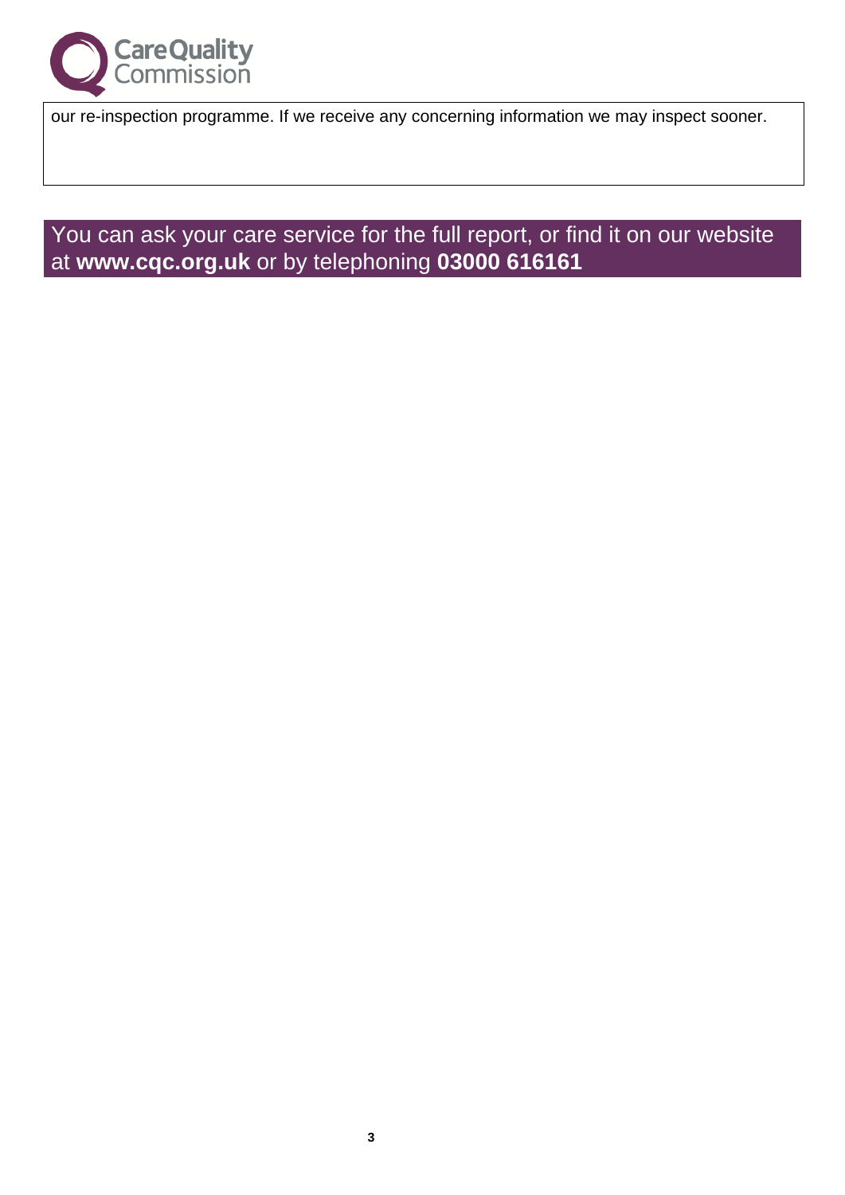our re-inspection programme. If we receive any concerning information we may inspect sooner.

You can ask your care service for the full report, or find it on our website at **www.cqc.org.uk** or by telephoning **03000 616161**